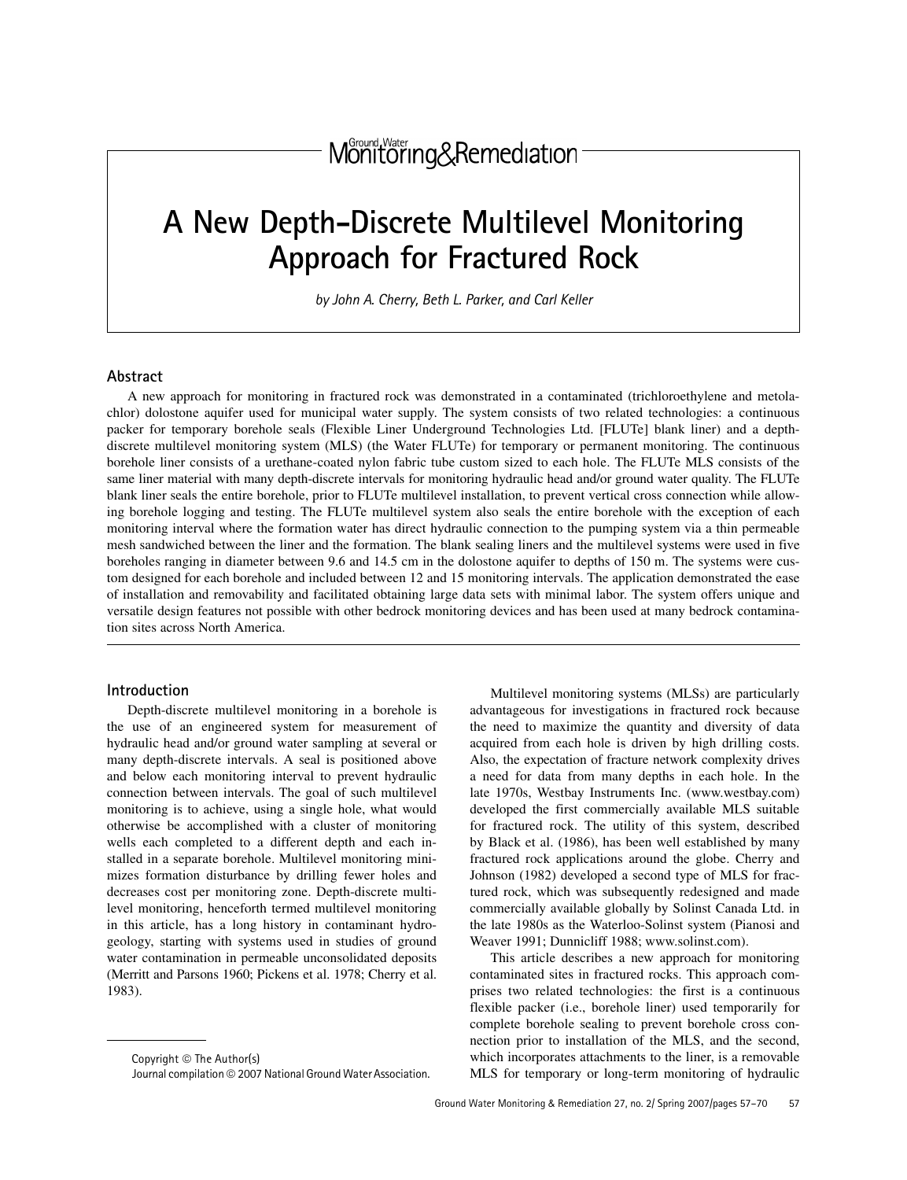# A New Depth-Discrete Multilevel Monitoring Approach for Fractured Rock

*by John A. Cherry, Beth L. Parker, and Carl Keller*

## Abstract

A new approach for monitoring in fractured rock was demonstrated in a contaminated (trichloroethylene and metolachlor) dolostone aquifer used for municipal water supply. The system consists of two related technologies: a continuous packer for temporary borehole seals (Flexible Liner Underground Technologies Ltd. [FLUTe] blank liner) and a depth-discrete multilevel monitoring system (MLS) (the Water FLUTe) for temporary or permanent monitoring. The continuous borehole liner consists of a urethane-coated nylon fabric tube custom sized to each hole. The FLUTe MLS consists of the same liner material with many depth-discrete intervals for monitoring hydraulic head and/or ground water quality. The FLUTe blank liner seals the entire borehole, prior to FLUTe multilevel installation, to prevent vertical cross connection while allowing borehole logging and testing. The FLUTe multilevel system also seals the entire borehole with the exception of each monitoring interval where the formation water has direct hydraulic connection to the pumping system via a thin permeable mesh sandwiched between the liner and the formation. The blank sealing liners and the multilevel systems were used in five boreholes ranging in diameter between 9.6 and 14.5 cm in the dolostone aquifer to depths of 150 m. The systems were custom designed for each borehole and included between 12 and 15 monitoring intervals. The application demonstrated the ease of installation and removability and facilitated obtaining large data sets with minimal labor. The system offers unique and versatile design features not possible with other bedrock monitoring devices and has been used at many bedrock contamination sites across North America.

## Introduction

Depth-discrete multilevel monitoring in a borehole is the use of an engineered system for measurement of hydraulic head and/or ground water sampling at several or many depth-discrete intervals. A seal is positioned above and below each monitoring interval to prevent hydraulic connection between intervals. The goal of such multilevel monitoring is to achieve, using a single hole, what would otherwise be accomplished with a cluster of monitoring wells each completed to a different depth and each installed in a separate borehole. Multilevel monitoring minimizes formation disturbance by drilling fewer holes and decreases cost per monitoring zone. Depth-discrete multilevel monitoring, henceforth termed multilevel monitoring in this article, has a long history in contaminant hydrogeology, starting with systems used in studies of ground water contamination in permeable unconsolidated deposits (Merritt and Parsons 1960; Pickens et al. 1978; Cherry et al. 1983).

Multilevel monitoring systems (MLSs) are particularly advantageous for investigations in fractured rock because the need to maximize the quantity and diversity of data acquired from each hole is driven by high drilling costs. Also, the expectation of fracture network complexity drives a need for data from many depths in each hole. In the late 1970s, Westbay Instruments Inc. (www.westbay.com) developed the first commercially available MLS suitable for fractured rock. The utility of this system, described by Black et al. (1986), has been well established by many fractured rock applications around the globe. Cherry and Johnson (1982) developed a second type of MLS for fractured rock, which was subsequently redesigned and made commercially available globally by Solinst Canada Ltd. in the late 1980s as the Waterloo-Solinst system (Pianosi and Weaver 1991; Dunnicliff 1988; www.solinst.com).

This article describes a new approach for monitoring contaminated sites in fractured rocks. This approach comprises two related technologies: the first is a continuous flexible packer (i.e., borehole liner) used temporarily for complete borehole sealing to prevent borehole cross connection prior to installation of the MLS, and the second, which incorporates attachments to the liner, is a removable MLS for temporary or long-term monitoring of hydraulic

Copyright © The Author(s)
Journal compilation © 2007 National Ground Water Association.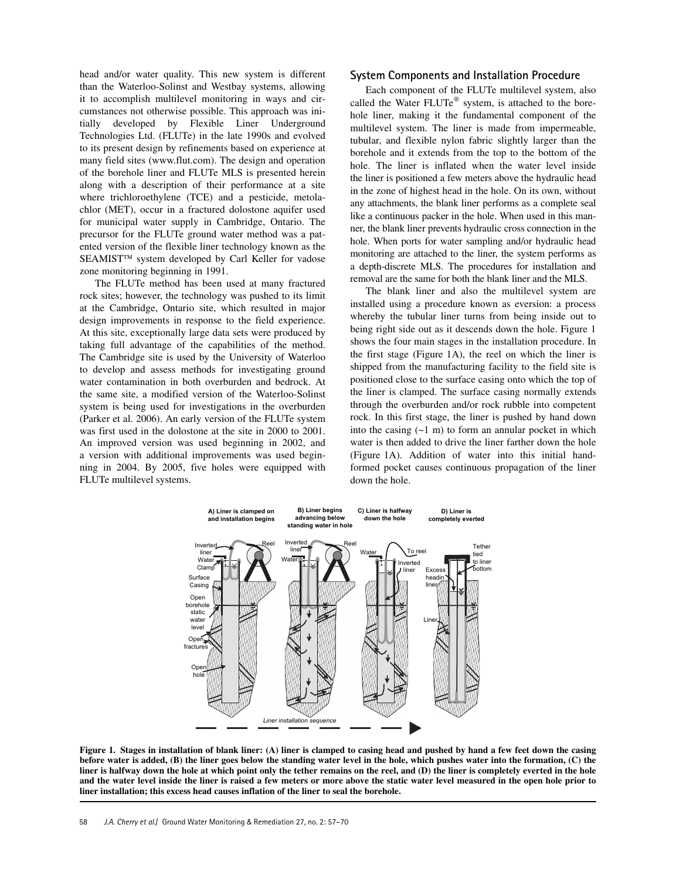head and/or water quality. This new system is different than the Waterloo-Solinst and Westbay systems, allowing it to accomplish multilevel monitoring in ways and circumstances not otherwise possible. This approach was initially developed by Flexible Liner Underground Technologies Ltd. (FLUTe) in the late 1990s and evolved to its present design by refinements based on experience at many field sites (www.flut.com). The design and operation of the borehole liner and FLUTe MLS is presented herein along with a description of their performance at a site where trichloroethylene (TCE) and a pesticide, metolachlor (MET), occur in a fractured dolostone aquifer used for municipal water supply in Cambridge, Ontario. The precursor for the FLUTe ground water method was a patented version of the flexible liner technology known as the SEAMIST™ system developed by Carl Keller for vadose zone monitoring beginning in 1991.

The FLUTe method has been used at many fractured rock sites; however, the technology was pushed to its limit at the Cambridge, Ontario site, which resulted in major design improvements in response to the field experience. At this site, exceptionally large data sets were produced by taking full advantage of the capabilities of the method. The Cambridge site is used by the University of Waterloo to develop and assess methods for investigating ground water contamination in both overburden and bedrock. At the same site, a modified version of the Waterloo-Solinst system is being used for investigations in the overburden (Parker et al. 2006). An early version of the FLUTe system was first used in the dolostone at the site in 2000 to 2001. An improved version was used beginning in 2002, and a version with additional improvements was used beginning in 2004. By 2005, five holes were equipped with FLUTe multilevel systems.

## System Components and Installation Procedure

Each component of the FLUTe multilevel system, also called the Water FLUTe® system, is attached to the borehole liner, making it the fundamental component of the multilevel system. The liner is made from impermeable, tubular, and flexible nylon fabric slightly larger than the borehole and it extends from the top to the bottom of the hole. The liner is inflated when the water level inside the liner is positioned a few meters above the hydraulic head in the zone of highest head in the hole. On its own, without any attachments, the blank liner performs as a complete seal like a continuous packer in the hole. When used in this manner, the blank liner prevents hydraulic cross connection in the hole. When ports for water sampling and/or hydraulic head monitoring are attached to the liner, the system performs as a depth-discrete MLS. The procedures for installation and removal are the same for both the blank liner and the MLS.

The blank liner and also the multilevel system are installed using a procedure known as eversion: a process whereby the tubular liner turns from being inside out to being right side out as it descends down the hole. Figure 1 shows the four main stages in the installation procedure. In the first stage (Figure 1A), the reel on which the liner is shipped from the manufacturing facility to the field site is positioned close to the surface casing onto which the top of the liner is clamped. The surface casing normally extends through the overburden and/or rock rubble into competent rock. In this first stage, the liner is pushed by hand down into the casing (~1 m) to form an annular pocket in which water is then added to drive the liner farther down the hole (Figure 1A). Addition of water into this initial hand-formed pocket causes continuous propagation of the liner down the hole.

**Figure 1. Stages in installation of blank liner: (A) liner is clamped to casing head and pushed by hand a few feet down the casing before water is added, (B) the liner goes below the standing water level in the hole, which pushes water into the formation, (C) the liner is halfway down the hole at which point only the tether remains on the reel, and (D) the liner is completely everted in the hole and the water level inside the liner is raised a few meters or more above the static water level measured in the open hole prior to liner installation; this excess head causes inflation of the liner to seal the borehole.**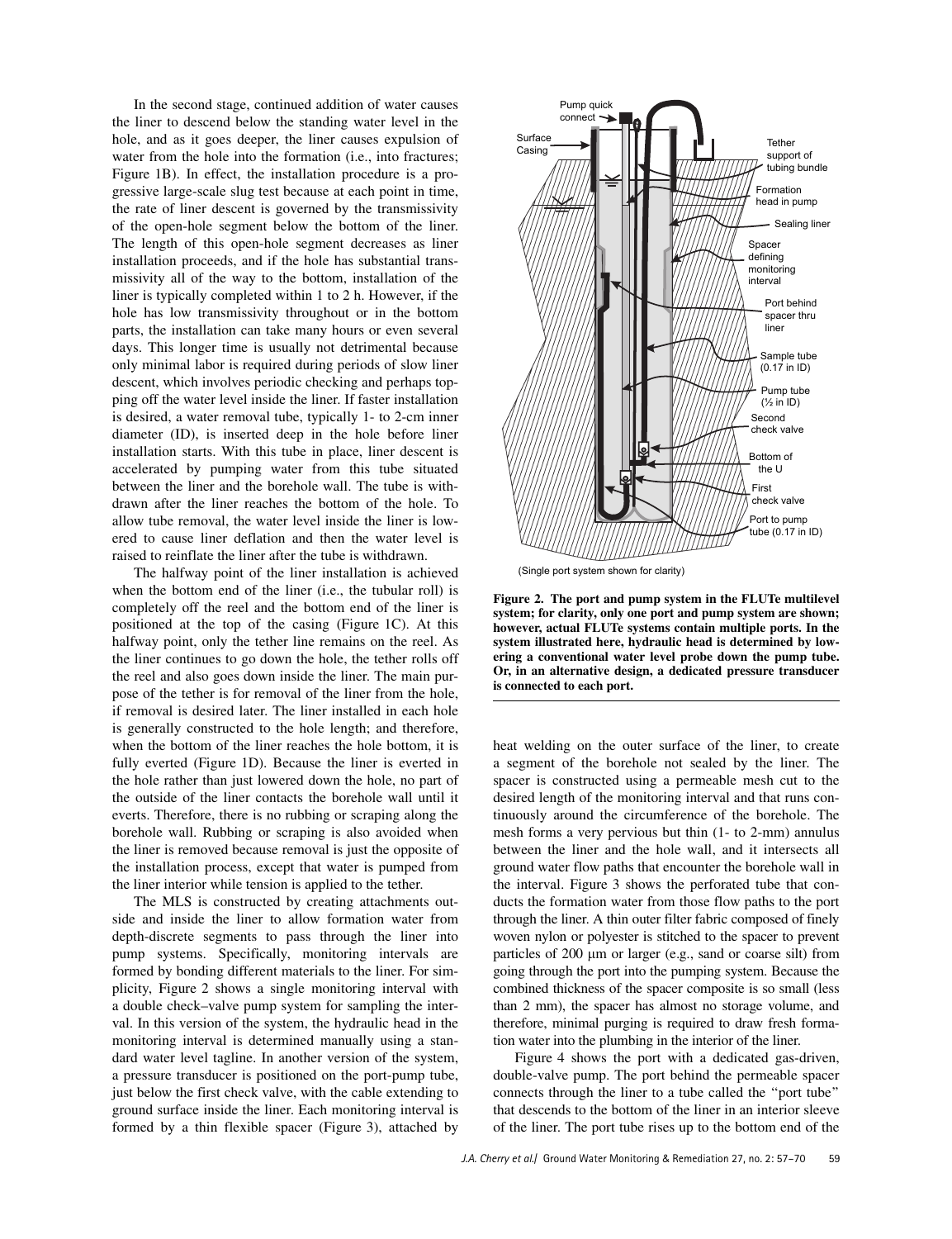In the second stage, continued addition of water causes the liner to descend below the standing water level in the hole, and as it goes deeper, the liner causes expulsion of water from the hole into the formation (i.e., into fractures; Figure 1B). In effect, the installation procedure is a progressive large-scale slug test because at each point in time, the rate of liner descent is governed by the transmissivity of the open-hole segment below the bottom of the liner. The length of this open-hole segment decreases as liner installation proceeds, and if the hole has substantial transmissivity all of the way to the bottom, installation of the liner is typically completed within 1 to 2 h. However, if the hole has low transmissivity throughout or in the bottom parts, the installation can take many hours or even several days. This longer time is usually not detrimental because only minimal labor is required during periods of slow liner descent, which involves periodic checking and perhaps topping off the water level inside the liner. If faster installation is desired, a water removal tube, typically 1- to 2-cm inner diameter (ID), is inserted deep in the hole before liner installation starts. With this tube in place, liner descent is accelerated by pumping water from this tube situated between the liner and the borehole wall. The tube is withdrawn after the liner reaches the bottom of the hole. To allow tube removal, the water level inside the liner is lowered to cause liner deflation and then the water level is raised to reinflate the liner after the tube is withdrawn.

The halfway point of the liner installation is achieved when the bottom end of the liner (i.e., the tubular roll) is completely off the reel and the bottom end of the liner is positioned at the top of the casing (Figure 1C). At this halfway point, only the tether line remains on the reel. As the liner continues to go down the hole, the tether rolls off the reel and also goes down inside the liner. The main purpose of the tether is for removal of the liner from the hole, if removal is desired later. The liner installed in each hole is generally constructed to the hole length; and therefore, when the bottom of the liner reaches the hole bottom, it is fully everted (Figure 1D). Because the liner is everted in the hole rather than just lowered down the hole, no part of the outside of the liner contacts the borehole wall until it everts. Therefore, there is no rubbing or scraping along the borehole wall. Rubbing or scraping is also avoided when the liner is removed because removal is just the opposite of the installation process, except that water is pumped from the liner interior while tension is applied to the tether.

The MLS is constructed by creating attachments outside and inside the liner to allow formation water from depth-discrete segments to pass through the liner into pump systems. Specifically, monitoring intervals are formed by bonding different materials to the liner. For simplicity, Figure 2 shows a single monitoring interval with a double check–valve pump system for sampling the interval. In this version of the system, the hydraulic head in the monitoring interval is determined manually using a standard water level tagline. In another version of the system, a pressure transducer is positioned on the port-pump tube, just below the first check valve, with the cable extending to ground surface inside the liner. Each monitoring interval is formed by a thin flexible spacer (Figure 3), attached by

Pump quick connect
Surface Casing
Tether support of tubing bundle
Formation head in pump
Sealing liner
Spacer defining monitoring interval
Port behind spacer thru liner
Sample tube (0.17 in ID)
Pump tube (½ in ID)
Second check valve
Bottom of the U
First check valve
Port to pump tube (0.17 in ID)
(Single port system shown for clarity)

**Figure 2. The port and pump system in the FLUTe multilevel system; for clarity, only one port and pump system are shown; however, actual FLUTe systems contain multiple ports. In the system illustrated here, hydraulic head is determined by lowering a conventional water level probe down the pump tube. Or, in an alternative design, a dedicated pressure transducer is connected to each port.**

heat welding on the outer surface of the liner, to create a segment of the borehole not sealed by the liner. The spacer is constructed using a permeable mesh cut to the desired length of the monitoring interval and that runs continuously around the circumference of the borehole. The mesh forms a very pervious but thin (1- to 2-mm) annulus between the liner and the hole wall, and it intersects all ground water flow paths that encounter the borehole wall in the interval. Figure 3 shows the perforated tube that conducts the formation water from those flow paths to the port through the liner. A thin outer filter fabric composed of finely woven nylon or polyester is stitched to the spacer to prevent particles of 200 µm or larger (e.g., sand or coarse silt) from going through the port into the pumping system. Because the combined thickness of the spacer composite is so small (less than 2 mm), the spacer has almost no storage volume, and therefore, minimal purging is required to draw fresh formation water into the plumbing in the interior of the liner.

Figure 4 shows the port with a dedicated gas-driven, double-valve pump. The port behind the permeable spacer connects through the liner to a tube called the "port tube" that descends to the bottom of the liner in an interior sleeve of the liner. The port tube rises up to the bottom end of the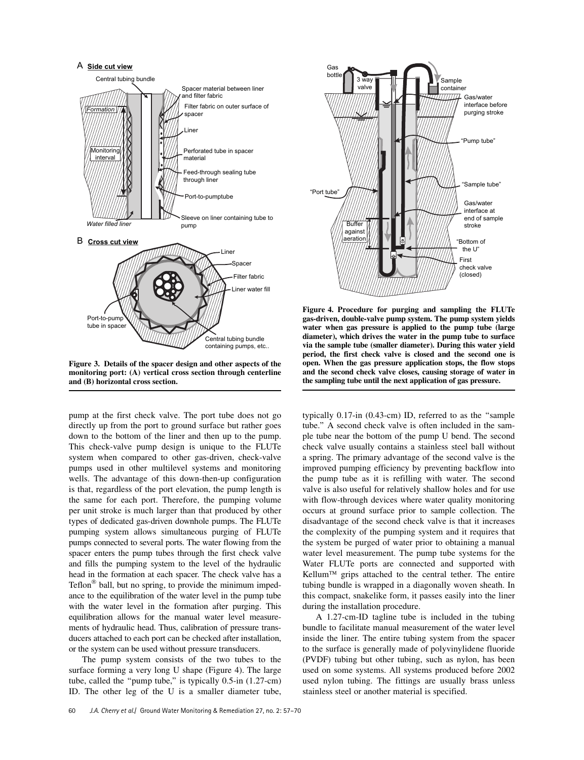**Figure 3. Details of the spacer design and other aspects of the monitoring port: (A) vertical cross section through centerline and (B) horizontal cross section.**

**Figure 4. Procedure for purging and sampling the FLUTe gas-driven, double-valve pump system. The pump system yields water when gas pressure is applied to the pump tube (large diameter), which drives the water in the pump tube to surface via the sample tube (smaller diameter). During this water yield period, the first check valve is closed and the second one is open. When the gas pressure application stops, the flow stops and the second check valve closes, causing storage of water in the sampling tube until the next application of gas pressure.**

pump at the first check valve. The port tube does not go directly up from the port to ground surface but rather goes down to the bottom of the liner and then up to the pump. This check-valve pump design is unique to the FLUTe system when compared to other gas-driven, check-valve pumps used in other multilevel systems and monitoring wells. The advantage of this down-then-up configuration is that, regardless of the port elevation, the pump length is the same for each port. Therefore, the pumping volume per unit stroke is much larger than that produced by other types of dedicated gas-driven downhole pumps. The FLUTe pumping system allows simultaneous purging of FLUTe pumps connected to several ports. The water flowing from the spacer enters the pump tubes through the first check valve and fills the pumping system to the level of the hydraulic head in the formation at each spacer. The check valve has a Teflon® ball, but no spring, to provide the minimum impedance to the equilibration of the water level in the pump tube with the water level in the formation after purging. This equilibration allows for the manual water level measurements of hydraulic head. Thus, calibration of pressure transducers attached to each port can be checked after installation, or the system can be used without pressure transducers.

The pump system consists of the two tubes to the surface forming a very long U shape (Figure 4). The large tube, called the "pump tube," is typically 0.5-in (1.27-cm) ID. The other leg of the U is a smaller diameter tube, typically 0.17-in (0.43-cm) ID, referred to as the "sample tube." A second check valve is often included in the sample tube near the bottom of the pump U bend. The second check valve usually contains a stainless steel ball without a spring. The primary advantage of the second valve is the improved pumping efficiency by preventing backflow into the pump tube as it is refilling with water. The second valve is also useful for relatively shallow holes and for use with flow-through devices where water quality monitoring occurs at ground surface prior to sample collection. The disadvantage of the second check valve is that it increases the complexity of the pumping system and it requires that the system be purged of water prior to obtaining a manual water level measurement. The pump tube systems for the Water FLUTe ports are connected and supported with Kellum™ grips attached to the central tether. The entire tubing bundle is wrapped in a diagonally woven sheath. In this compact, snakelike form, it passes easily into the liner during the installation procedure.

A 1.27-cm-ID tagline tube is included in the tubing bundle to facilitate manual measurement of the water level inside the liner. The entire tubing system from the spacer to the surface is generally made of polyvinylidene fluoride (PVDF) tubing but other tubing, such as nylon, has been used on some systems. All systems produced before 2002 used nylon tubing. The fittings are usually brass unless stainless steel or another material is specified.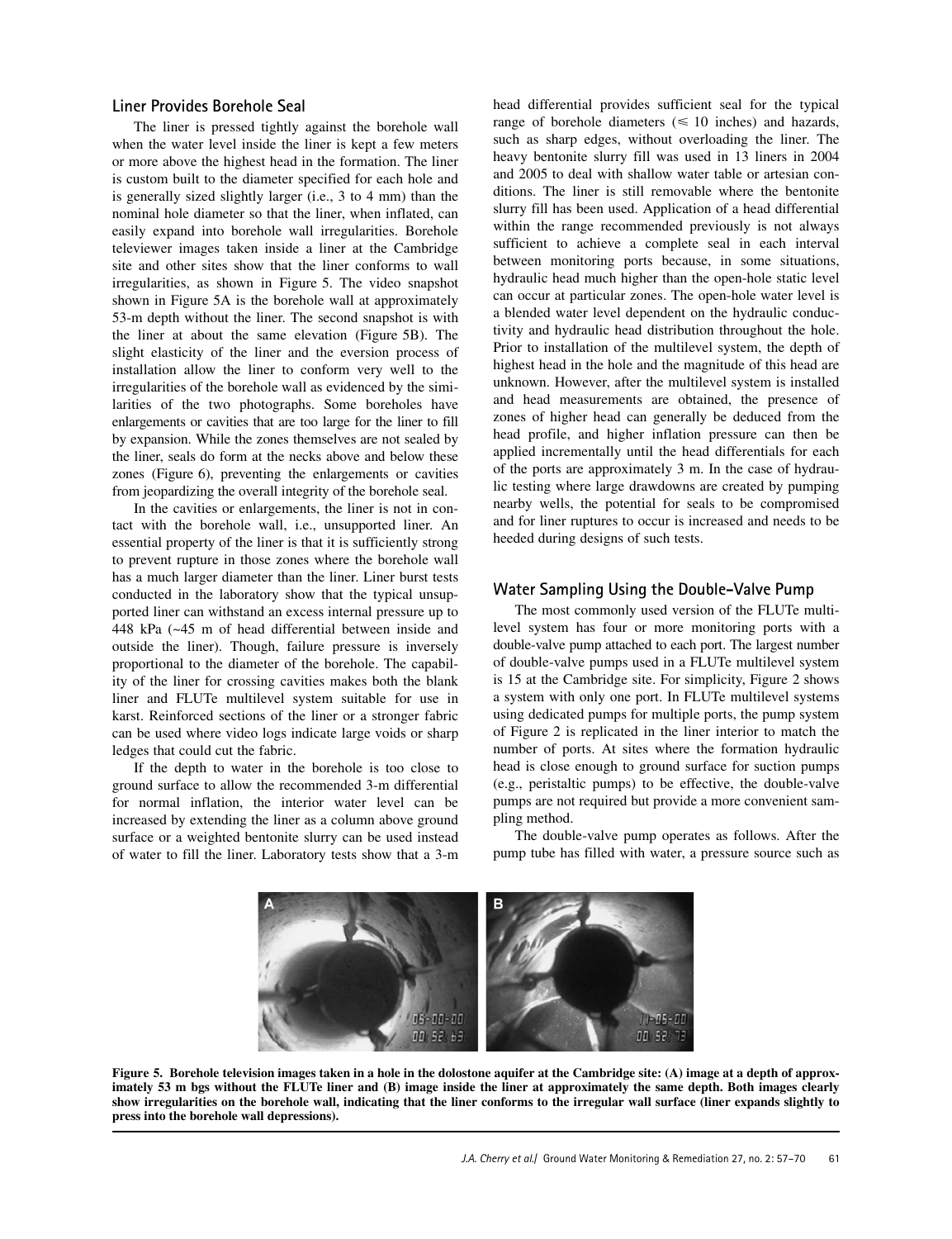## Liner Provides Borehole Seal

The liner is pressed tightly against the borehole wall when the water level inside the liner is kept a few meters or more above the highest head in the formation. The liner is custom built to the diameter specified for each hole and is generally sized slightly larger (i.e., 3 to 4 mm) than the nominal hole diameter so that the liner, when inflated, can easily expand into borehole wall irregularities. Borehole televiewer images taken inside a liner at the Cambridge site and other sites show that the liner conforms to wall irregularities, as shown in Figure 5. The video snapshot shown in Figure 5A is the borehole wall at approximately 53-m depth without the liner. The second snapshot is with the liner at about the same elevation (Figure 5B). The slight elasticity of the liner and the eversion process of installation allow the liner to conform very well to the irregularities of the borehole wall as evidenced by the similarities of the two photographs. Some boreholes have enlargements or cavities that are too large for the liner to fill by expansion. While the zones themselves are not sealed by the liner, seals do form at the necks above and below these zones (Figure 6), preventing the enlargements or cavities from jeopardizing the overall integrity of the borehole seal.

In the cavities or enlargements, the liner is not in contact with the borehole wall, i.e., unsupported liner. An essential property of the liner is that it is sufficiently strong to prevent rupture in those zones where the borehole wall has a much larger diameter than the liner. Liner burst tests conducted in the laboratory show that the typical unsupported liner can withstand an excess internal pressure up to 448 kPa (~45 m of head differential between inside and outside the liner). Though, failure pressure is inversely proportional to the diameter of the borehole. The capability of the liner for crossing cavities makes both the blank liner and FLUTe multilevel system suitable for use in karst. Reinforced sections of the liner or a stronger fabric can be used where video logs indicate large voids or sharp ledges that could cut the fabric.

If the depth to water in the borehole is too close to ground surface to allow the recommended 3-m differential for normal inflation, the interior water level can be increased by extending the liner as a column above ground surface or a weighted bentonite slurry can be used instead of water to fill the liner. Laboratory tests show that a 3-m head differential provides sufficient seal for the typical range of borehole diameters (≤ 10 inches) and hazards, such as sharp edges, without overloading the liner. The heavy bentonite slurry fill was used in 13 liners in 2004 and 2005 to deal with shallow water table or artesian conditions. The liner is still removable where the bentonite slurry fill has been used. Application of a head differential within the range recommended previously is not always sufficient to achieve a complete seal in each interval between monitoring ports because, in some situations, hydraulic head much higher than the open-hole static level can occur at particular zones. The open-hole water level is a blended water level dependent on the hydraulic conductivity and hydraulic head distribution throughout the hole. Prior to installation of the multilevel system, the depth of highest head in the hole and the magnitude of this head are unknown. However, after the multilevel system is installed and head measurements are obtained, the presence of zones of higher head can generally be deduced from the head profile, and higher inflation pressure can then be applied incrementally until the head differentials for each of the ports are approximately 3 m. In the case of hydraulic testing where large drawdowns are created by pumping nearby wells, the potential for seals to be compromised and for liner ruptures to occur is increased and needs to be heeded during designs of such tests.

## Water Sampling Using the Double-Valve Pump

The most commonly used version of the FLUTe multilevel system has four or more monitoring ports with a double-valve pump attached to each port. The largest number of double-valve pumps used in a FLUTe multilevel system is 15 at the Cambridge site. For simplicity, Figure 2 shows a system with only one port. In FLUTe multilevel systems using dedicated pumps for multiple ports, the pump system of Figure 2 is replicated in the liner interior to match the number of ports. At sites where the formation hydraulic head is close enough to ground surface for suction pumps (e.g., peristaltic pumps) to be effective, the double-valve pumps are not required but provide a more convenient sampling method.

The double-valve pump operates as follows. After the pump tube has filled with water, a pressure source such as

**Figure 5. Borehole television images taken in a hole in the dolostone aquifer at the Cambridge site: (A) image at a depth of approximately 53 m bgs without the FLUTe liner and (B) image inside the liner at approximately the same depth. Both images clearly show irregularities on the borehole wall, indicating that the liner conforms to the irregular wall surface (liner expands slightly to press into the borehole wall depressions).**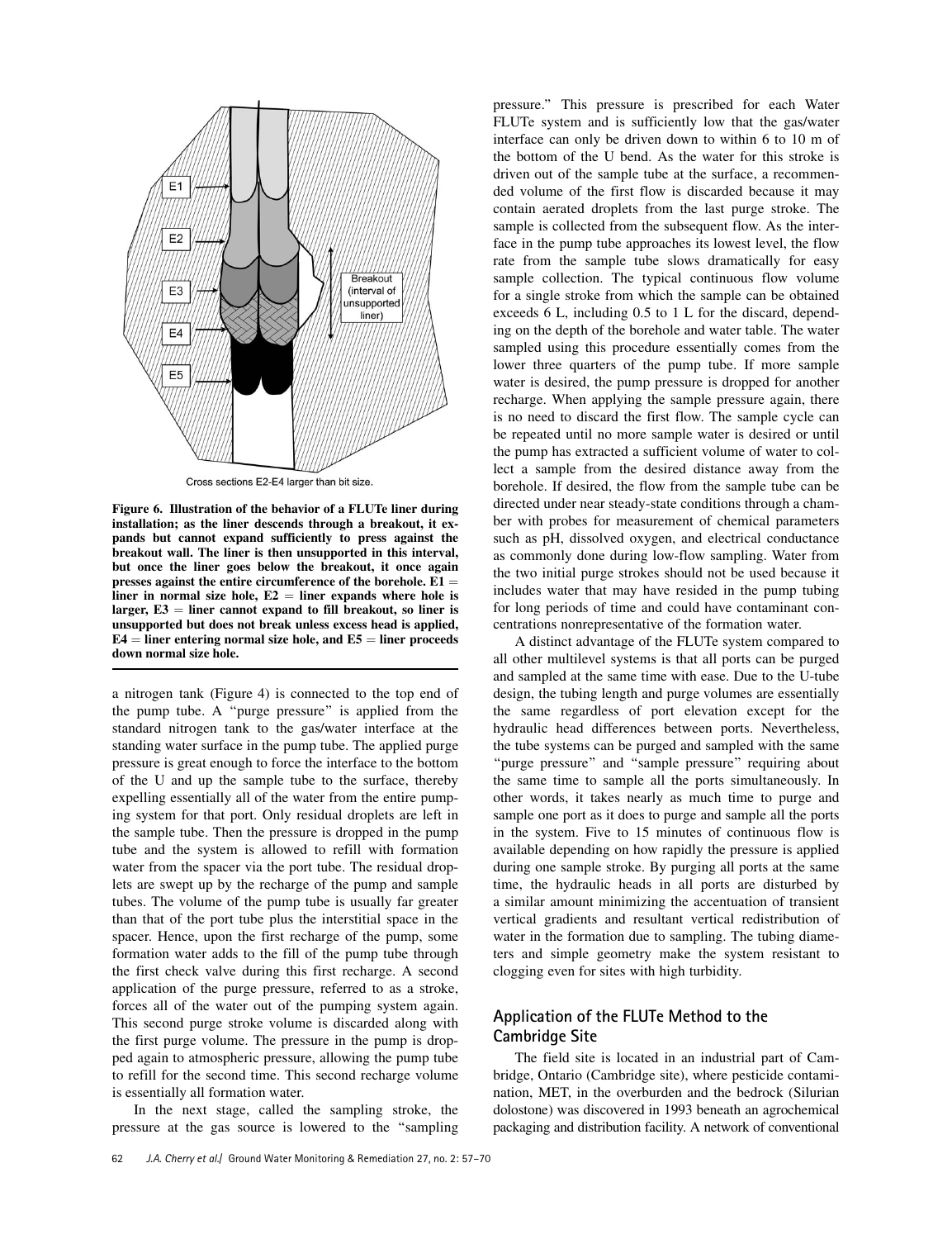Cross sections E2-E4 larger than bit size.

**Figure 6. Illustration of the behavior of a FLUTe liner during installation; as the liner descends through a breakout, it expands but cannot expand sufficiently to press against the breakout wall. The liner is then unsupported in this interval, but once the liner goes below the breakout, it once again presses against the entire circumference of the borehole. E1 = liner in normal size hole, E2 = liner expands where hole is larger, E3 = liner cannot expand to fill breakout, so liner is unsupported but does not break unless excess head is applied, E4 = liner entering normal size hole, and E5 = liner proceeds down normal size hole.**

a nitrogen tank (Figure 4) is connected to the top end of the pump tube. A "purge pressure" is applied from the standard nitrogen tank to the gas/water interface at the standing water surface in the pump tube. The applied purge pressure is great enough to force the interface to the bottom of the U and up the sample tube to the surface, thereby expelling essentially all of the water from the entire pumping system for that port. Only residual droplets are left in the sample tube. Then the pressure is dropped in the pump tube and the system is allowed to refill with formation water from the spacer via the port tube. The residual droplets are swept up by the recharge of the pump and sample tubes. The volume of the pump tube is usually far greater than that of the port tube plus the interstitial space in the spacer. Hence, upon the first recharge of the pump, some formation water adds to the fill of the pump tube through the first check valve during this first recharge. A second application of the purge pressure, referred to as a stroke, forces all of the water out of the pumping system again. This second purge stroke volume is discarded along with the first purge volume. The pressure in the pump is dropped again to atmospheric pressure, allowing the pump tube to refill for the second time. This second recharge volume is essentially all formation water.

In the next stage, called the sampling stroke, the pressure at the gas source is lowered to the "sampling pressure." This pressure is prescribed for each Water FLUTe system and is sufficiently low that the gas/water interface can only be driven down to within 6 to 10 m of the bottom of the U bend. As the water for this stroke is driven out of the sample tube at the surface, a recommended volume of the first flow is discarded because it may contain aerated droplets from the last purge stroke. The sample is collected from the subsequent flow. As the interface in the pump tube approaches its lowest level, the flow rate from the sample tube slows dramatically for easy sample collection. The typical continuous flow volume for a single stroke from which the sample can be obtained exceeds 6 L, including 0.5 to 1 L for the discard, depending on the depth of the borehole and water table. The water sampled using this procedure essentially comes from the lower three quarters of the pump tube. If more sample water is desired, the pump pressure is dropped for another recharge. When applying the sample pressure again, there is no need to discard the first flow. The sample cycle can be repeated until no more sample water is desired or until the pump has extracted a sufficient volume of water to collect a sample from the desired distance away from the borehole. If desired, the flow from the sample tube can be directed under near steady-state conditions through a chamber with probes for measurement of chemical parameters such as pH, dissolved oxygen, and electrical conductance as commonly done during low-flow sampling. Water from the two initial purge strokes should not be used because it includes water that may have resided in the pump tubing for long periods of time and could have contaminant concentrations nonrepresentative of the formation water.

A distinct advantage of the FLUTe system compared to all other multilevel systems is that all ports can be purged and sampled at the same time with ease. Due to the U-tube design, the tubing length and purge volumes are essentially the same regardless of port elevation except for the hydraulic head differences between ports. Nevertheless, the tube systems can be purged and sampled with the same "purge pressure" and "sample pressure" requiring about the same time to sample all the ports simultaneously. In other words, it takes nearly as much time to purge and sample one port as it does to purge and sample all the ports in the system. Five to 15 minutes of continuous flow is available depending on how rapidly the pressure is applied during one sample stroke. By purging all ports at the same time, the hydraulic heads in all ports are disturbed by a similar amount minimizing the accentuation of transient vertical gradients and resultant vertical redistribution of water in the formation due to sampling. The tubing diameters and simple geometry make the system resistant to clogging even for sites with high turbidity.

## Application of the FLUTe Method to the Cambridge Site

The field site is located in an industrial part of Cambridge, Ontario (Cambridge site), where pesticide contamination, MET, in the overburden and the bedrock (Silurian dolostone) was discovered in 1993 beneath an agrochemical packaging and distribution facility. A network of conventional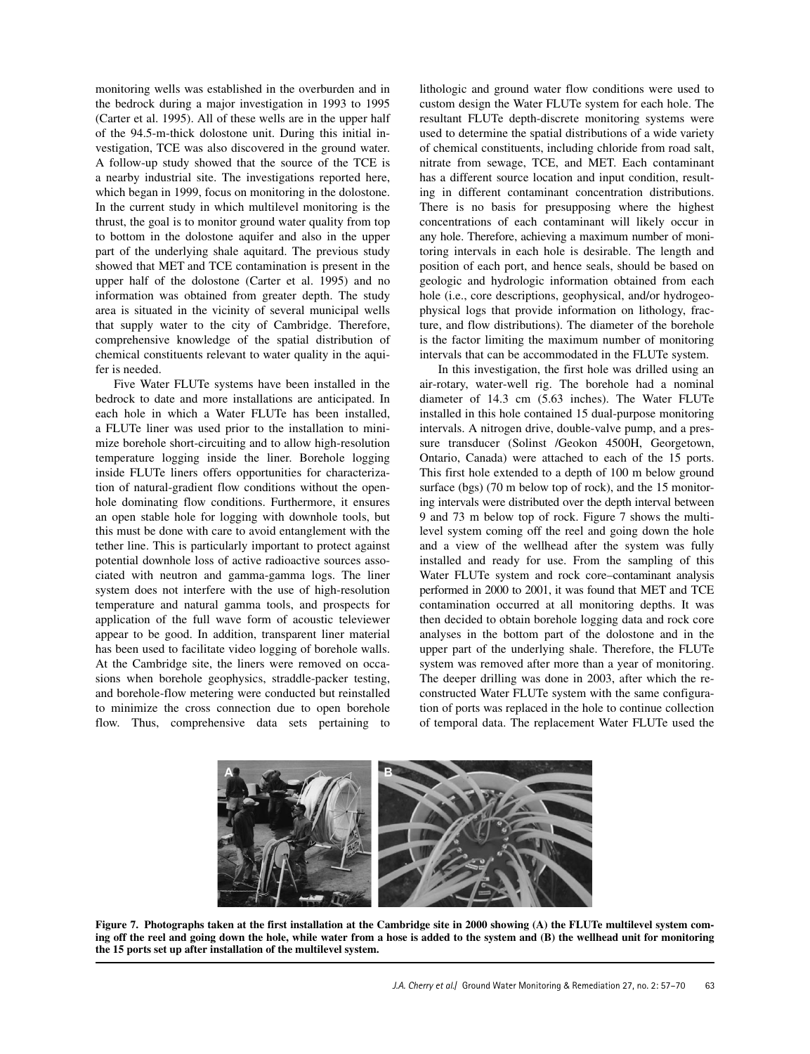monitoring wells was established in the overburden and in the bedrock during a major investigation in 1993 to 1995 (Carter et al. 1995). All of these wells are in the upper half of the 94.5-m-thick dolostone unit. During this initial investigation, TCE was also discovered in the ground water. A follow-up study showed that the source of the TCE is a nearby industrial site. The investigations reported here, which began in 1999, focus on monitoring in the dolostone. In the current study in which multilevel monitoring is the thrust, the goal is to monitor ground water quality from top to bottom in the dolostone aquifer and also in the upper part of the underlying shale aquitard. The previous study showed that MET and TCE contamination is present in the upper half of the dolostone (Carter et al. 1995) and no information was obtained from greater depth. The study area is situated in the vicinity of several municipal wells that supply water to the city of Cambridge. Therefore, comprehensive knowledge of the spatial distribution of chemical constituents relevant to water quality in the aquifer is needed.

Five Water FLUTe systems have been installed in the bedrock to date and more installations are anticipated. In each hole in which a Water FLUTe has been installed, a FLUTe liner was used prior to the installation to minimize borehole short-circuiting and to allow high-resolution temperature logging inside the liner. Borehole logging inside FLUTe liners offers opportunities for characterization of natural-gradient flow conditions without the open-hole dominating flow conditions. Furthermore, it ensures an open stable hole for logging with downhole tools, but this must be done with care to avoid entanglement with the tether line. This is particularly important to protect against potential downhole loss of active radioactive sources associated with neutron and gamma-gamma logs. The liner system does not interfere with the use of high-resolution temperature and natural gamma tools, and prospects for application of the full wave form of acoustic televiewer appear to be good. In addition, transparent liner material has been used to facilitate video logging of borehole walls. At the Cambridge site, the liners were removed on occasions when borehole geophysics, straddle-packer testing, and borehole-flow metering were conducted but reinstalled to minimize the cross connection due to open borehole flow. Thus, comprehensive data sets pertaining to lithologic and ground water flow conditions were used to custom design the Water FLUTe system for each hole. The resultant FLUTe depth-discrete monitoring systems were used to determine the spatial distributions of a wide variety of chemical constituents, including chloride from road salt, nitrate from sewage, TCE, and MET. Each contaminant has a different source location and input condition, resulting in different contaminant concentration distributions. There is no basis for presupposing where the highest concentrations of each contaminant will likely occur in any hole. Therefore, achieving a maximum number of monitoring intervals in each hole is desirable. The length and position of each port, and hence seals, should be based on geologic and hydrologic information obtained from each hole (i.e., core descriptions, geophysical, and/or hydrogeophysical logs that provide information on lithology, fracture, and flow distributions). The diameter of the borehole is the factor limiting the maximum number of monitoring intervals that can be accommodated in the FLUTe system.

In this investigation, the first hole was drilled using an air-rotary, water-well rig. The borehole had a nominal diameter of 14.3 cm (5.63 inches). The Water FLUTe installed in this hole contained 15 dual-purpose monitoring intervals. A nitrogen drive, double-valve pump, and a pressure transducer (Solinst /Geokon 4500H, Georgetown, Ontario, Canada) were attached to each of the 15 ports. This first hole extended to a depth of 100 m below ground surface (bgs) (70 m below top of rock), and the 15 monitoring intervals were distributed over the depth interval between 9 and 73 m below top of rock. Figure 7 shows the multilevel system coming off the reel and going down the hole and a view of the wellhead after the system was fully installed and ready for use. From the sampling of this Water FLUTe system and rock core–contaminant analysis performed in 2000 to 2001, it was found that MET and TCE contamination occurred at all monitoring depths. It was then decided to obtain borehole logging data and rock core analyses in the bottom part of the dolostone and in the upper part of the underlying shale. Therefore, the FLUTe system was removed after more than a year of monitoring. The deeper drilling was done in 2003, after which the reconstructed Water FLUTe system with the same configuration of ports was replaced in the hole to continue collection of temporal data. The replacement Water FLUTe used the

**Figure 7. Photographs taken at the first installation at the Cambridge site in 2000 showing (A) the FLUTe multilevel system coming off the reel and going down the hole, while water from a hose is added to the system and (B) the wellhead unit for monitoring the 15 ports set up after installation of the multilevel system.**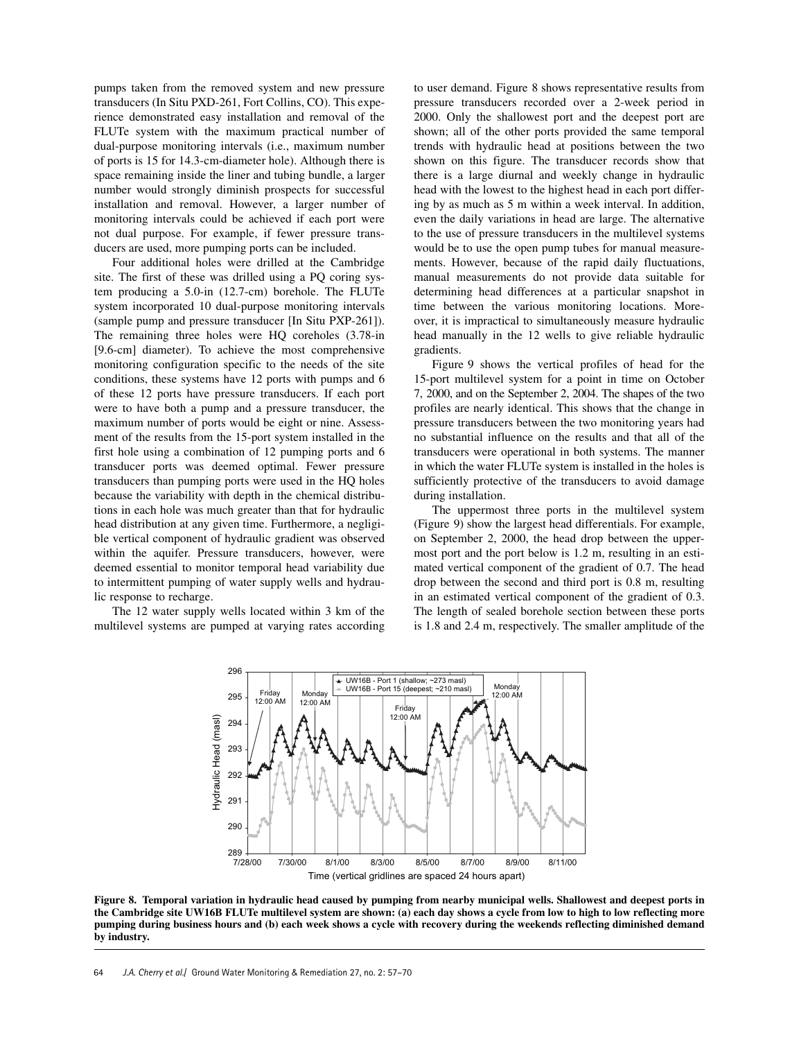pumps taken from the removed system and new pressure transducers (In Situ PXD-261, Fort Collins, CO). This experience demonstrated easy installation and removal of the FLUTe system with the maximum practical number of dual-purpose monitoring intervals (i.e., maximum number of ports is 15 for 14.3-cm-diameter hole). Although there is space remaining inside the liner and tubing bundle, a larger number would strongly diminish prospects for successful installation and removal. However, a larger number of monitoring intervals could be achieved if each port were not dual purpose. For example, if fewer pressure transducers are used, more pumping ports can be included.

Four additional holes were drilled at the Cambridge site. The first of these was drilled using a PQ coring system producing a 5.0-in (12.7-cm) borehole. The FLUTe system incorporated 10 dual-purpose monitoring intervals (sample pump and pressure transducer [In Situ PXP-261]). The remaining three holes were HQ coreholes (3.78-in [9.6-cm] diameter). To achieve the most comprehensive monitoring configuration specific to the needs of the site conditions, these systems have 12 ports with pumps and 6 of these 12 ports have pressure transducers. If each port were to have both a pump and a pressure transducer, the maximum number of ports would be eight or nine. Assessment of the results from the 15-port system installed in the first hole using a combination of 12 pumping ports and 6 transducer ports was deemed optimal. Fewer pressure transducers than pumping ports were used in the HQ holes because the variability with depth in the chemical distributions in each hole was much greater than that for hydraulic head distribution at any given time. Furthermore, a negligible vertical component of hydraulic gradient was observed within the aquifer. Pressure transducers, however, were deemed essential to monitor temporal head variability due to intermittent pumping of water supply wells and hydraulic response to recharge.

The 12 water supply wells located within 3 km of the multilevel systems are pumped at varying rates according to user demand. Figure 8 shows representative results from pressure transducers recorded over a 2-week period in 2000. Only the shallowest port and the deepest port are shown; all of the other ports provided the same temporal trends with hydraulic head at positions between the two shown on this figure. The transducer records show that there is a large diurnal and weekly change in hydraulic head with the lowest to the highest head in each port differing by as much as 5 m within a week interval. In addition, even the daily variations in head are large. The alternative to the use of pressure transducers in the multilevel systems would be to use the open pump tubes for manual measurements. However, because of the rapid daily fluctuations, manual measurements do not provide data suitable for determining head differences at a particular snapshot in time between the various monitoring locations. Moreover, it is impractical to simultaneously measure hydraulic head manually in the 12 wells to give reliable hydraulic gradients.

Figure 9 shows the vertical profiles of head for the 15-port multilevel system for a point in time on October 7, 2000, and on the September 2, 2004. The shapes of the two profiles are nearly identical. This shows that the change in pressure transducers between the two monitoring years had no substantial influence on the results and that all of the transducers were operational in both systems. The manner in which the water FLUTe system is installed in the holes is sufficiently protective of the transducers to avoid damage during installation.

The uppermost three ports in the multilevel system (Figure 9) show the largest head differentials. For example, on September 2, 2000, the head drop between the uppermost port and the port below is 1.2 m, resulting in an estimated vertical component of the gradient of 0.7. The head drop between the second and third port is 0.8 m, resulting in an estimated vertical component of the gradient of 0.3. The length of sealed borehole section between these ports is 1.8 and 2.4 m, respectively. The smaller amplitude of the

**Figure 8. Temporal variation in hydraulic head caused by pumping from nearby municipal wells. Shallowest and deepest ports in the Cambridge site UW16B FLUTe multilevel system are shown: (a) each day shows a cycle from low to high to low reflecting more pumping during business hours and (b) each week shows a cycle with recovery during the weekends reflecting diminished demand by industry.**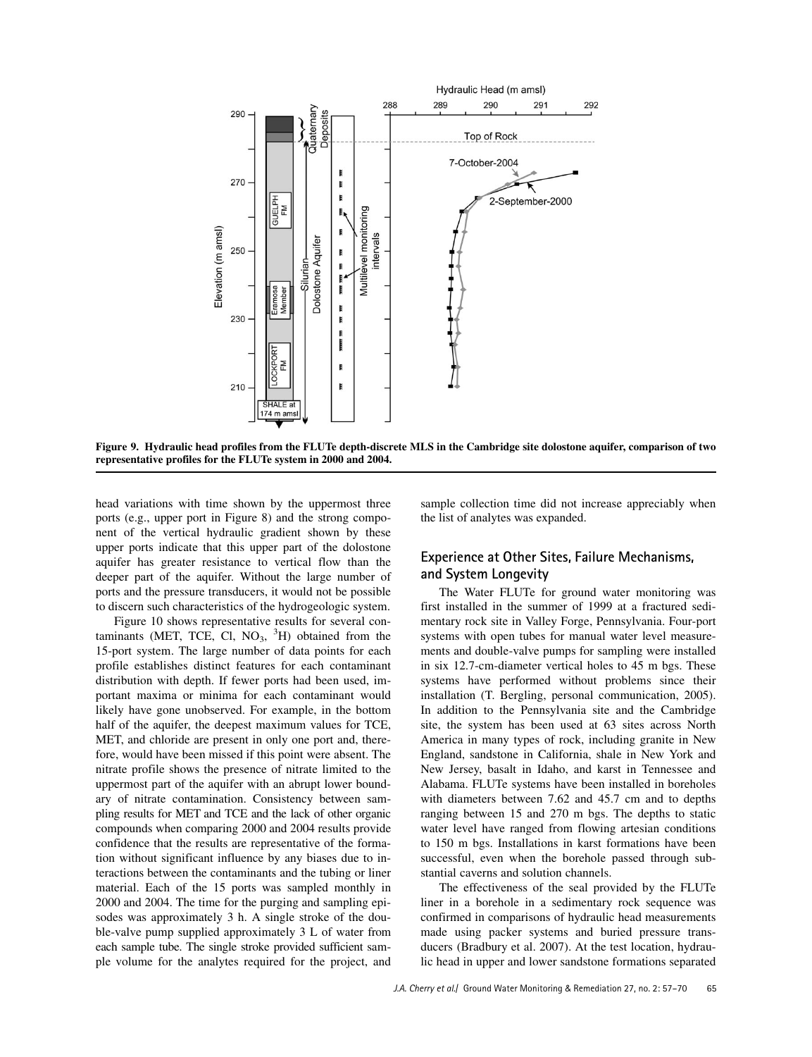**Figure 9. Hydraulic head profiles from the FLUTe depth-discrete MLS in the Cambridge site dolostone aquifer, comparison of two representative profiles for the FLUTe system in 2000 and 2004.**

head variations with time shown by the uppermost three ports (e.g., upper port in Figure 8) and the strong component of the vertical hydraulic gradient shown by these upper ports indicate that this upper part of the dolostone aquifer has greater resistance to vertical flow than the deeper part of the aquifer. Without the large number of ports and the pressure transducers, it would not be possible to discern such characteristics of the hydrogeologic system.

Figure 10 shows representative results for several contaminants (MET, TCE, Cl, $NO_3$, $^3H$) obtained from the 15-port system. The large number of data points for each profile establishes distinct features for each contaminant distribution with depth. If fewer ports had been used, important maxima or minima for each contaminant would likely have gone unobserved. For example, in the bottom half of the aquifer, the deepest maximum values for TCE, MET, and chloride are present in only one port and, therefore, would have been missed if this point were absent. The nitrate profile shows the presence of nitrate limited to the uppermost part of the aquifer with an abrupt lower boundary of nitrate contamination. Consistency between sampling results for MET and TCE and the lack of other organic compounds when comparing 2000 and 2004 results provide confidence that the results are representative of the formation without significant influence by any biases due to interactions between the contaminants and the tubing or liner material. Each of the 15 ports was sampled monthly in 2000 and 2004. The time for the purging and sampling episodes was approximately 3 h. A single stroke of the double-valve pump supplied approximately 3 L of water from each sample tube. The single stroke provided sufficient sample volume for the analytes required for the project, and sample collection time did not increase appreciably when the list of analytes was expanded.

## Experience at Other Sites, Failure Mechanisms, and System Longevity

The Water FLUTe for ground water monitoring was first installed in the summer of 1999 at a fractured sedimentary rock site in Valley Forge, Pennsylvania. Four-port systems with open tubes for manual water level measurements and double-valve pumps for sampling were installed in six 12.7-cm-diameter vertical holes to 45 m bgs. These systems have performed without problems since their installation (T. Bergling, personal communication, 2005). In addition to the Pennsylvania site and the Cambridge site, the system has been used at 63 sites across North America in many types of rock, including granite in New England, sandstone in California, shale in New York and New Jersey, basalt in Idaho, and karst in Tennessee and Alabama. FLUTe systems have been installed in boreholes with diameters between 7.62 and 45.7 cm and to depths ranging between 15 and 270 m bgs. The depths to static water level have ranged from flowing artesian conditions to 150 m bgs. Installations in karst formations have been successful, even when the borehole passed through substantial caverns and solution channels.

The effectiveness of the seal provided by the FLUTe liner in a borehole in a sedimentary rock sequence was confirmed in comparisons of hydraulic head measurements made using packer systems and buried pressure transducers (Bradbury et al. 2007). At the test location, hydraulic head in upper and lower sandstone formations separated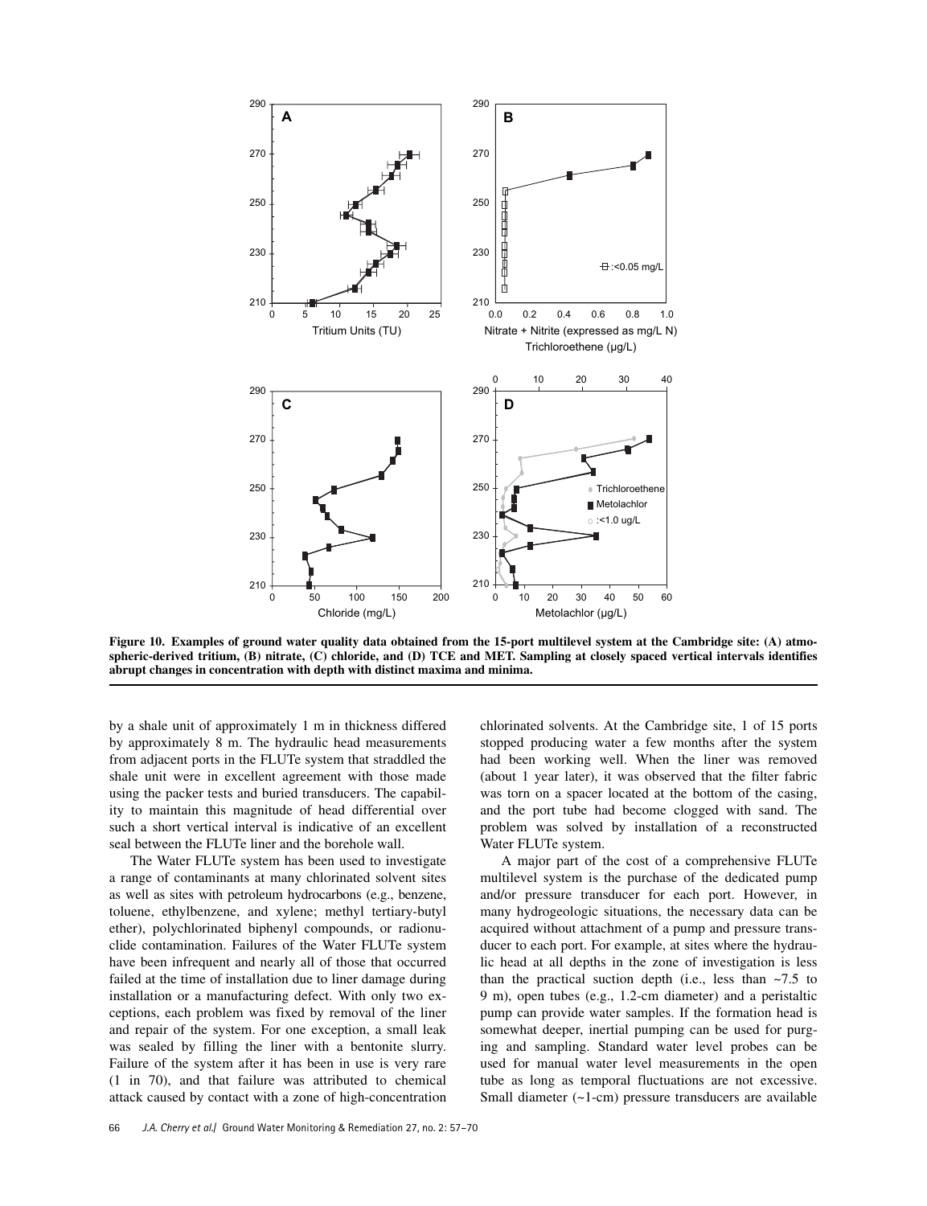290

A

270

250

230

210

0 5 10 15 20 25

Tritium Units (TU)

290

B

270

250

230

:<0.05 mg/L

210

0.0 0.2 0.4 0.6 0.8 1.0

Nitrate + Nitrite (expressed as mg/L N)

Trichloroethene (µg/L)

290

C

270

250

230

210

0 50 100 150 200

Chloride (mg/L)

0 10 20 30 40

290

D

270

250

Trichloroethene

Metolachlor

230

:<1.0 ug/L

210

0 10 20 30 40 50 60

Metolachlor (µg/L)

**Figure 10. Examples of ground water quality data obtained from the 15-port multilevel system at the Cambridge site: (A) atmospheric-derived tritium, (B) nitrate, (C) chloride, and (D) TCE and MET. Sampling at closely spaced vertical intervals identifies abrupt changes in concentration with depth with distinct maxima and minima.**

by a shale unit of approximately 1 m in thickness differed by approximately 8 m. The hydraulic head measurements from adjacent ports in the FLUTe system that straddled the shale unit were in excellent agreement with those made using the packer tests and buried transducers. The capability to maintain this magnitude of head differential over such a short vertical interval is indicative of an excellent seal between the FLUTe liner and the borehole wall.

The Water FLUTe system has been used to investigate a range of contaminants at many chlorinated solvent sites as well as sites with petroleum hydrocarbons (e.g., benzene, toluene, ethylbenzene, and xylene; methyl tertiary-butyl ether), polychlorinated biphenyl compounds, or radionuclide contamination. Failures of the Water FLUTe system have been infrequent and nearly all of those that occurred failed at the time of installation due to liner damage during installation or a manufacturing defect. With only two exceptions, each problem was fixed by removal of the liner and repair of the system. For one exception, a small leak was sealed by filling the liner with a bentonite slurry. Failure of the system after it has been in use is very rare (1 in 70), and that failure was attributed to chemical attack caused by contact with a zone of high-concentration chlorinated solvents. At the Cambridge site, 1 of 15 ports stopped producing water a few months after the system had been working well. When the liner was removed (about 1 year later), it was observed that the filter fabric was torn on a spacer located at the bottom of the casing, and the port tube had become clogged with sand. The problem was solved by installation of a reconstructed Water FLUTe system.

A major part of the cost of a comprehensive FLUTe multilevel system is the purchase of the dedicated pump and/or pressure transducer for each port. However, in many hydrogeologic situations, the necessary data can be acquired without attachment of a pump and pressure transducer to each port. For example, at sites where the hydraulic head at all depths in the zone of investigation is less than the practical suction depth (i.e., less than ~7.5 to 9 m), open tubes (e.g., 1.2-cm diameter) and a peristaltic pump can provide water samples. If the formation head is somewhat deeper, inertial pumping can be used for purging and sampling. Standard water level probes can be used for manual water level measurements in the open tube as long as temporal fluctuations are not excessive. Small diameter (~1-cm) pressure transducers are available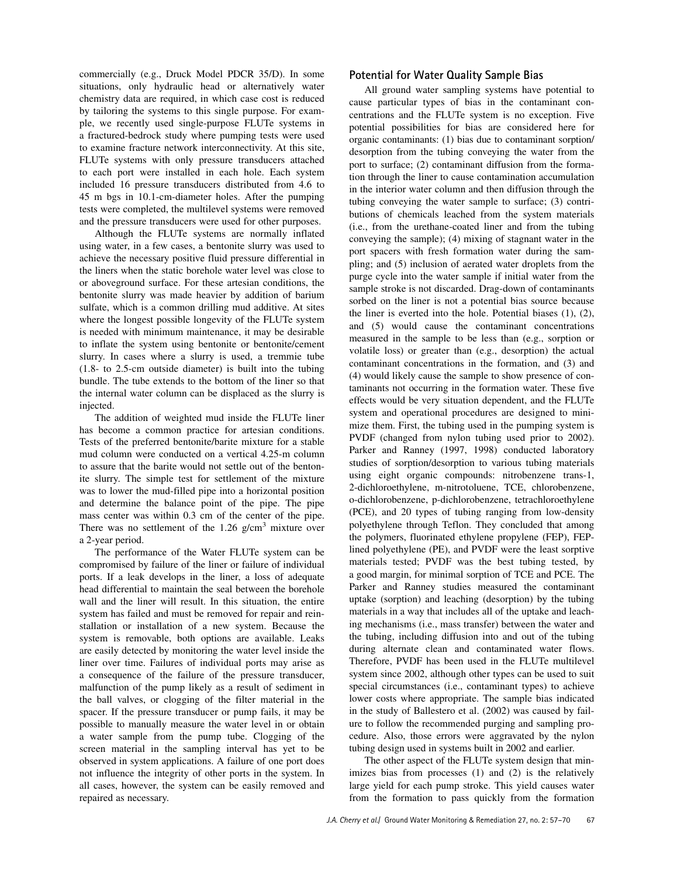commercially (e.g., Druck Model PDCR 35/D). In some situations, only hydraulic head or alternatively water chemistry data are required, in which case cost is reduced by tailoring the systems to this single purpose. For example, we recently used single-purpose FLUTe systems in a fractured-bedrock study where pumping tests were used to examine fracture network interconnectivity. At this site, FLUTe systems with only pressure transducers attached to each port were installed in each hole. Each system included 16 pressure transducers distributed from 4.6 to 45 m bgs in 10.1-cm-diameter holes. After the pumping tests were completed, the multilevel systems were removed and the pressure transducers were used for other purposes.

Although the FLUTe systems are normally inflated using water, in a few cases, a bentonite slurry was used to achieve the necessary positive fluid pressure differential in the liners when the static borehole water level was close to or aboveground surface. For these artesian conditions, the bentonite slurry was made heavier by addition of barium sulfate, which is a common drilling mud additive. At sites where the longest possible longevity of the FLUTe system is needed with minimum maintenance, it may be desirable to inflate the system using bentonite or bentonite/cement slurry. In cases where a slurry is used, a tremmie tube (1.8- to 2.5-cm outside diameter) is built into the tubing bundle. The tube extends to the bottom of the liner so that the internal water column can be displaced as the slurry is injected.

The addition of weighted mud inside the FLUTe liner has become a common practice for artesian conditions. Tests of the preferred bentonite/barite mixture for a stable mud column were conducted on a vertical 4.25-m column to assure that the barite would not settle out of the bentonite slurry. The simple test for settlement of the mixture was to lower the mud-filled pipe into a horizontal position and determine the balance point of the pipe. The pipe mass center was within 0.3 cm of the center of the pipe. There was no settlement of the 1.26 g/cm$^3$ mixture over a 2-year period.

The performance of the Water FLUTe system can be compromised by failure of the liner or failure of individual ports. If a leak develops in the liner, a loss of adequate head differential to maintain the seal between the borehole wall and the liner will result. In this situation, the entire system has failed and must be removed for repair and reinstallation or installation of a new system. Because the system is removable, both options are available. Leaks are easily detected by monitoring the water level inside the liner over time. Failures of individual ports may arise as a consequence of the failure of the pressure transducer, malfunction of the pump likely as a result of sediment in the ball valves, or clogging of the filter material in the spacer. If the pressure transducer or pump fails, it may be possible to manually measure the water level in or obtain a water sample from the pump tube. Clogging of the screen material in the sampling interval has yet to be observed in system applications. A failure of one port does not influence the integrity of other ports in the system. In all cases, however, the system can be easily removed and repaired as necessary.

## Potential for Water Quality Sample Bias

All ground water sampling systems have potential to cause particular types of bias in the contaminant concentrations and the FLUTe system is no exception. Five potential possibilities for bias are considered here for organic contaminants: (1) bias due to contaminant sorption/desorption from the tubing conveying the water from the port to surface; (2) contaminant diffusion from the formation through the liner to cause contamination accumulation in the interior water column and then diffusion through the tubing conveying the water sample to surface; (3) contributions of chemicals leached from the system materials (i.e., from the urethane-coated liner and from the tubing conveying the sample); (4) mixing of stagnant water in the port spacers with fresh formation water during the sampling; and (5) inclusion of aerated water droplets from the purge cycle into the water sample if initial water from the sample stroke is not discarded. Drag-down of contaminants sorbed on the liner is not a potential bias source because the liner is everted into the hole. Potential biases (1), (2), and (5) would cause the contaminant concentrations measured in the sample to be less than (e.g., sorption or volatile loss) or greater than (e.g., desorption) the actual contaminant concentrations in the formation, and (3) and (4) would likely cause the sample to show presence of contaminants not occurring in the formation water. These five effects would be very situation dependent, and the FLUTe system and operational procedures are designed to minimize them. First, the tubing used in the pumping system is PVDF (changed from nylon tubing used prior to 2002). Parker and Ranney (1997, 1998) conducted laboratory studies of sorption/desorption to various tubing materials using eight organic compounds: nitrobenzene trans-1, 2-dichloroethylene, m-nitrotoluene, TCE, chlorobenzene, o-dichlorobenzene, p-dichlorobenzene, tetrachloroethylene (PCE), and 20 types of tubing ranging from low-density polyethylene through Teflon. They concluded that among the polymers, fluorinated ethylene propylene (FEP), FEP-lined polyethylene (PE), and PVDF were the least sorptive materials tested; PVDF was the best tubing tested, by a good margin, for minimal sorption of TCE and PCE. The Parker and Ranney studies measured the contaminant uptake (sorption) and leaching (desorption) by the tubing materials in a way that includes all of the uptake and leaching mechanisms (i.e., mass transfer) between the water and the tubing, including diffusion into and out of the tubing during alternate clean and contaminated water flows. Therefore, PVDF has been used in the FLUTe multilevel system since 2002, although other types can be used to suit special circumstances (i.e., contaminant types) to achieve lower costs where appropriate. The sample bias indicated in the study of Ballestero et al. (2002) was caused by failure to follow the recommended purging and sampling procedure. Also, those errors were aggravated by the nylon tubing design used in systems built in 2002 and earlier.

The other aspect of the FLUTe system design that minimizes bias from processes (1) and (2) is the relatively large yield for each pump stroke. This yield causes water from the formation to pass quickly from the formation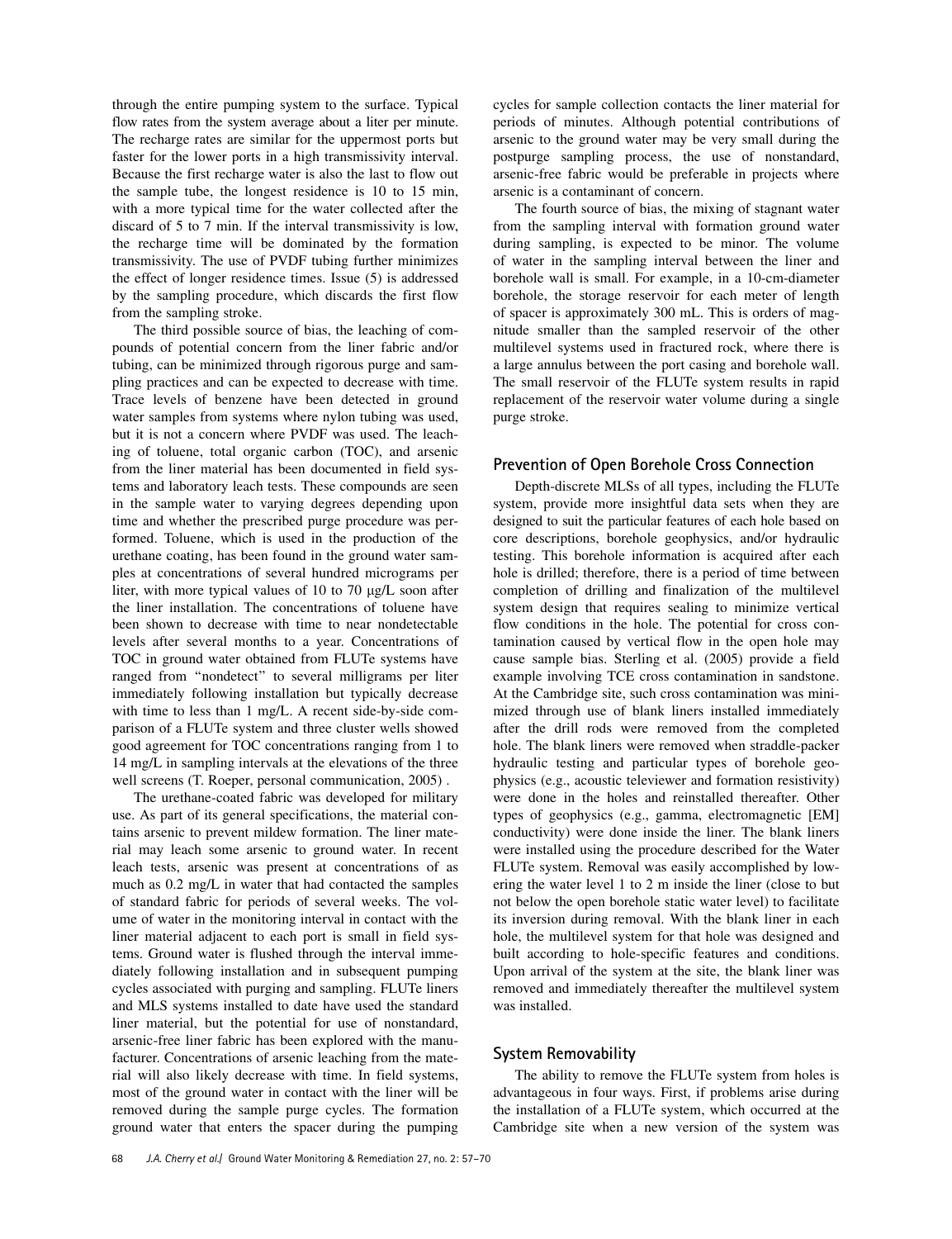through the entire pumping system to the surface. Typical flow rates from the system average about a liter per minute. The recharge rates are similar for the uppermost ports but faster for the lower ports in a high transmissivity interval. Because the first recharge water is also the last to flow out the sample tube, the longest residence is 10 to 15 min, with a more typical time for the water collected after the discard of 5 to 7 min. If the interval transmissivity is low, the recharge time will be dominated by the formation transmissivity. The use of PVDF tubing further minimizes the effect of longer residence times. Issue (5) is addressed by the sampling procedure, which discards the first flow from the sampling stroke.

The third possible source of bias, the leaching of compounds of potential concern from the liner fabric and/or tubing, can be minimized through rigorous purge and sampling practices and can be expected to decrease with time. Trace levels of benzene have been detected in ground water samples from systems where nylon tubing was used, but it is not a concern where PVDF was used. The leaching of toluene, total organic carbon (TOC), and arsenic from the liner material has been documented in field systems and laboratory leach tests. These compounds are seen in the sample water to varying degrees depending upon time and whether the prescribed purge procedure was performed. Toluene, which is used in the production of the urethane coating, has been found in the ground water samples at concentrations of several hundred micrograms per liter, with more typical values of 10 to 70 μg/L soon after the liner installation. The concentrations of toluene have been shown to decrease with time to near nondetectable levels after several months to a year. Concentrations of TOC in ground water obtained from FLUTe systems have ranged from "nondetect" to several milligrams per liter immediately following installation but typically decrease with time to less than 1 mg/L. A recent side-by-side comparison of a FLUTe system and three cluster wells showed good agreement for TOC concentrations ranging from 1 to 14 mg/L in sampling intervals at the elevations of the three well screens (T. Roeper, personal communication, 2005) .

The urethane-coated fabric was developed for military use. As part of its general specifications, the material contains arsenic to prevent mildew formation. The liner material may leach some arsenic to ground water. In recent leach tests, arsenic was present at concentrations of as much as 0.2 mg/L in water that had contacted the samples of standard fabric for periods of several weeks. The volume of water in the monitoring interval in contact with the liner material adjacent to each port is small in field systems. Ground water is flushed through the interval immediately following installation and in subsequent pumping cycles associated with purging and sampling. FLUTe liners and MLS systems installed to date have used the standard liner material, but the potential for use of nonstandard, arsenic-free liner fabric has been explored with the manufacturer. Concentrations of arsenic leaching from the material will also likely decrease with time. In field systems, most of the ground water in contact with the liner will be removed during the sample purge cycles. The formation ground water that enters the spacer during the pumping cycles for sample collection contacts the liner material for periods of minutes. Although potential contributions of arsenic to the ground water may be very small during the postpurge sampling process, the use of nonstandard, arsenic-free fabric would be preferable in projects where arsenic is a contaminant of concern.

The fourth source of bias, the mixing of stagnant water from the sampling interval with formation ground water during sampling, is expected to be minor. The volume of water in the sampling interval between the liner and borehole wall is small. For example, in a 10-cm-diameter borehole, the storage reservoir for each meter of length of spacer is approximately 300 mL. This is orders of magnitude smaller than the sampled reservoir of the other multilevel systems used in fractured rock, where there is a large annulus between the port casing and borehole wall. The small reservoir of the FLUTe system results in rapid replacement of the reservoir water volume during a single purge stroke.

## Prevention of Open Borehole Cross Connection

Depth-discrete MLSs of all types, including the FLUTe system, provide more insightful data sets when they are designed to suit the particular features of each hole based on core descriptions, borehole geophysics, and/or hydraulic testing. This borehole information is acquired after each hole is drilled; therefore, there is a period of time between completion of drilling and finalization of the multilevel system design that requires sealing to minimize vertical flow conditions in the hole. The potential for cross contamination caused by vertical flow in the open hole may cause sample bias. Sterling et al. (2005) provide a field example involving TCE cross contamination in sandstone. At the Cambridge site, such cross contamination was minimized through use of blank liners installed immediately after the drill rods were removed from the completed hole. The blank liners were removed when straddle-packer hydraulic testing and particular types of borehole geophysics (e.g., acoustic televiewer and formation resistivity) were done in the holes and reinstalled thereafter. Other types of geophysics (e.g., gamma, electromagnetic [EM] conductivity) were done inside the liner. The blank liners were installed using the procedure described for the Water FLUTe system. Removal was easily accomplished by lowering the water level 1 to 2 m inside the liner (close to but not below the open borehole static water level) to facilitate its inversion during removal. With the blank liner in each hole, the multilevel system for that hole was designed and built according to hole-specific features and conditions. Upon arrival of the system at the site, the blank liner was removed and immediately thereafter the multilevel system was installed.

## System Removability

The ability to remove the FLUTe system from holes is advantageous in four ways. First, if problems arise during the installation of a FLUTe system, which occurred at the Cambridge site when a new version of the system was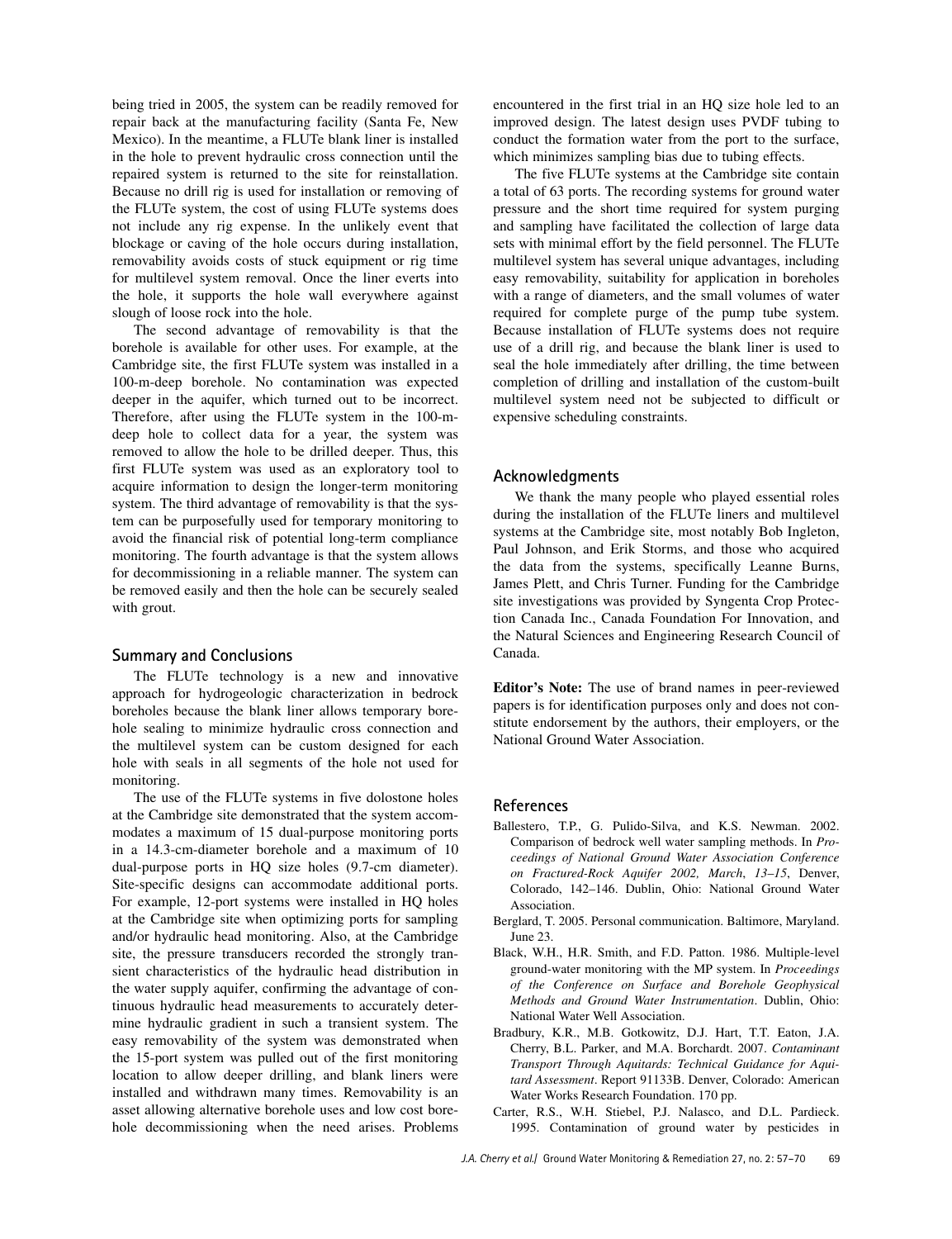being tried in 2005, the system can be readily removed for repair back at the manufacturing facility (Santa Fe, New Mexico). In the meantime, a FLUTe blank liner is installed in the hole to prevent hydraulic cross connection until the repaired system is returned to the site for reinstallation. Because no drill rig is used for installation or removing of the FLUTe system, the cost of using FLUTe systems does not include any rig expense. In the unlikely event that blockage or caving of the hole occurs during installation, removability avoids costs of stuck equipment or rig time for multilevel system removal. Once the liner everts into the hole, it supports the hole wall everywhere against slough of loose rock into the hole.

The second advantage of removability is that the borehole is available for other uses. For example, at the Cambridge site, the first FLUTe system was installed in a 100-m-deep borehole. No contamination was expected deeper in the aquifer, which turned out to be incorrect. Therefore, after using the FLUTe system in the 100-m-deep hole to collect data for a year, the system was removed to allow the hole to be drilled deeper. Thus, this first FLUTe system was used as an exploratory tool to acquire information to design the longer-term monitoring system. The third advantage of removability is that the system can be purposefully used for temporary monitoring to avoid the financial risk of potential long-term compliance monitoring. The fourth advantage is that the system allows for decommissioning in a reliable manner. The system can be removed easily and then the hole can be securely sealed with grout.

## Summary and Conclusions

The FLUTe technology is a new and innovative approach for hydrogeologic characterization in bedrock boreholes because the blank liner allows temporary borehole sealing to minimize hydraulic cross connection and the multilevel system can be custom designed for each hole with seals in all segments of the hole not used for monitoring.

The use of the FLUTe systems in five dolostone holes at the Cambridge site demonstrated that the system accommodates a maximum of 15 dual-purpose monitoring ports in a 14.3-cm-diameter borehole and a maximum of 10 dual-purpose ports in HQ size holes (9.7-cm diameter). Site-specific designs can accommodate additional ports. For example, 12-port systems were installed in HQ holes at the Cambridge site when optimizing ports for sampling and/or hydraulic head monitoring. Also, at the Cambridge site, the pressure transducers recorded the strongly transient characteristics of the hydraulic head distribution in the water supply aquifer, confirming the advantage of continuous hydraulic head measurements to accurately determine hydraulic gradient in such a transient system. The easy removability of the system was demonstrated when the 15-port system was pulled out of the first monitoring location to allow deeper drilling, and blank liners were installed and withdrawn many times. Removability is an asset allowing alternative borehole uses and low cost borehole decommissioning when the need arises. Problems encountered in the first trial in an HQ size hole led to an improved design. The latest design uses PVDF tubing to conduct the formation water from the port to the surface, which minimizes sampling bias due to tubing effects.

The five FLUTe systems at the Cambridge site contain a total of 63 ports. The recording systems for ground water pressure and the short time required for system purging and sampling have facilitated the collection of large data sets with minimal effort by the field personnel. The FLUTe multilevel system has several unique advantages, including easy removability, suitability for application in boreholes with a range of diameters, and the small volumes of water required for complete purge of the pump tube system. Because installation of FLUTe systems does not require use of a drill rig, and because the blank liner is used to seal the hole immediately after drilling, the time between completion of drilling and installation of the custom-built multilevel system need not be subjected to difficult or expensive scheduling constraints.

## Acknowledgments

We thank the many people who played essential roles during the installation of the FLUTe liners and multilevel systems at the Cambridge site, most notably Bob Ingleton, Paul Johnson, and Erik Storms, and those who acquired the data from the systems, specifically Leanne Burns, James Plett, and Chris Turner. Funding for the Cambridge site investigations was provided by Syngenta Crop Protection Canada Inc., Canada Foundation For Innovation, and the Natural Sciences and Engineering Research Council of Canada.

**Editor's Note:** The use of brand names in peer-reviewed papers is for identification purposes only and does not constitute endorsement by the authors, their employers, or the National Ground Water Association.

## References

Ballestero, T.P., G. Pulido-Silva, and K.S. Newman. 2002. Comparison of bedrock well water sampling methods. In *Proceedings of National Ground Water Association Conference on Fractured-Rock Aquifer 2002, March, 13–15*, Denver, Colorado, 142–146. Dublin, Ohio: National Ground Water Association.

Berglard, T. 2005. Personal communication. Baltimore, Maryland. June 23.

Black, W.H., H.R. Smith, and F.D. Patton. 1986. Multiple-level ground-water monitoring with the MP system. In *Proceedings of the Conference on Surface and Borehole Geophysical Methods and Ground Water Instrumentation*. Dublin, Ohio: National Water Well Association.

Bradbury, K.R., M.B. Gotkowitz, D.J. Hart, T.T. Eaton, J.A. Cherry, B.L. Parker, and M.A. Borchardt. 2007. *Contaminant Transport Through Aquitards: Technical Guidance for Aquitard Assessment*. Report 91133B. Denver, Colorado: American Water Works Research Foundation. 170 pp.

Carter, R.S., W.H. Stiebel, P.J. Nalasco, and D.L. Pardieck. 1995. Contamination of ground water by pesticides in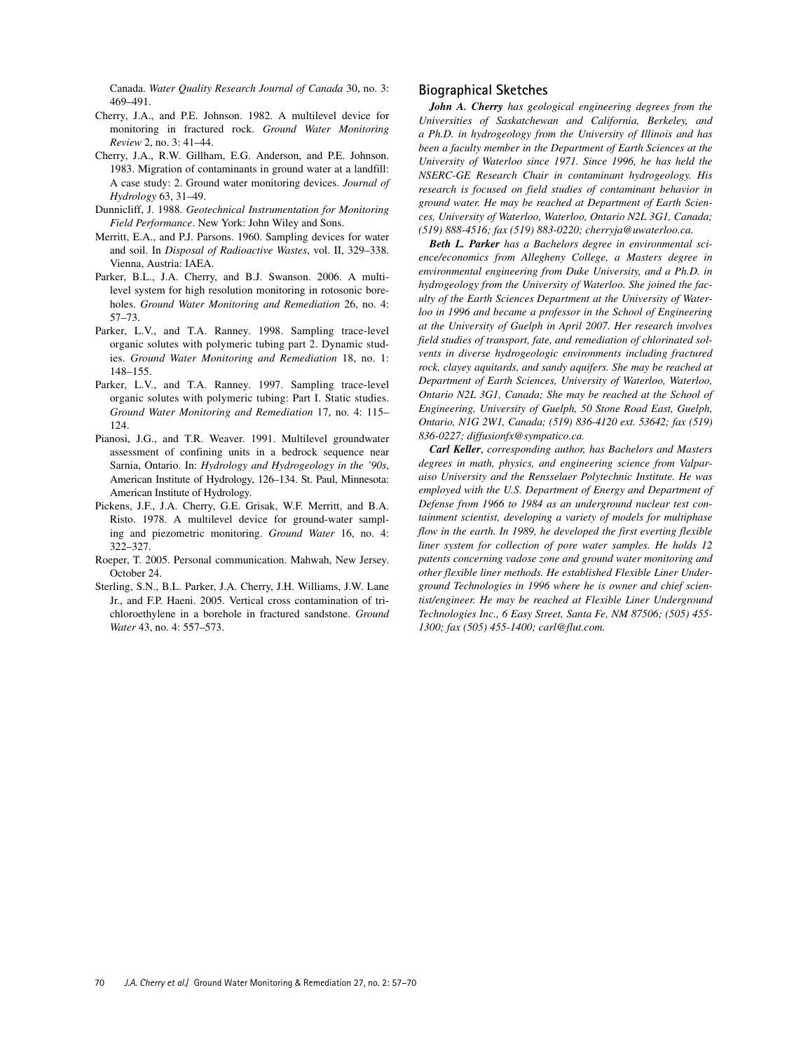Canada. *Water Quality Research Journal of Canada* 30, no. 3: 469–491.

Cherry, J.A., and P.E. Johnson. 1982. A multilevel device for monitoring in fractured rock. *Ground Water Monitoring Review* 2, no. 3: 41–44.

Cherry, J.A., R.W. Gillham, E.G. Anderson, and P.E. Johnson. 1983. Migration of contaminants in ground water at a landfill: A case study: 2. Ground water monitoring devices. *Journal of Hydrology* 63, 31–49.

Dunnicliff, J. 1988. *Geotechnical Instrumentation for Monitoring Field Performance*. New York: John Wiley and Sons.

Merritt, E.A., and P.J. Parsons. 1960. Sampling devices for water and soil. In *Disposal of Radioactive Wastes*, vol. II, 329–338. Vienna, Austria: IAEA.

Parker, B.L., J.A. Cherry, and B.J. Swanson. 2006. A multilevel system for high resolution monitoring in rotosonic boreholes. *Ground Water Monitoring and Remediation* 26, no. 4: 57–73.

Parker, L.V., and T.A. Ranney. 1998. Sampling trace-level organic solutes with polymeric tubing part 2. Dynamic studies. *Ground Water Monitoring and Remediation* 18, no. 1: 148–155.

Parker, L.V., and T.A. Ranney. 1997. Sampling trace-level organic solutes with polymeric tubing: Part I. Static studies. *Ground Water Monitoring and Remediation* 17, no. 4: 115–124.

Pianosi, J.G., and T.R. Weaver. 1991. Multilevel groundwater assessment of confining units in a bedrock sequence near Sarnia, Ontario. In: *Hydrology and Hydrogeology in the '90s*, American Institute of Hydrology, 126–134. St. Paul, Minnesota: American Institute of Hydrology.

Pickens, J.F., J.A. Cherry, G.E. Grisak, W.F. Merritt, and B.A. Risto. 1978. A multilevel device for ground-water sampling and piezometric monitoring. *Ground Water* 16, no. 4: 322–327.

Roeper, T. 2005. Personal communication. Mahwah, New Jersey. October 24.

Sterling, S.N., B.L. Parker, J.A. Cherry, J.H. Williams, J.W. Lane Jr., and F.P. Haeni. 2005. Vertical cross contamination of trichloroethylene in a borehole in fractured sandstone. *Ground Water* 43, no. 4: 557–573.

## Biographical Sketches

***John A. Cherry*** *has geological engineering degrees from the Universities of Saskatchewan and California, Berkeley, and a Ph.D. in hydrogeology from the University of Illinois and has been a faculty member in the Department of Earth Sciences at the University of Waterloo since 1971. Since 1996, he has held the NSERC-GE Research Chair in contaminant hydrogeology. His research is focused on field studies of contaminant behavior in ground water. He may be reached at Department of Earth Sciences, University of Waterloo, Waterloo, Ontario N2L 3G1, Canada; (519) 888-4516; fax (519) 883-0220; cherryja@uwaterloo.ca.*

***Beth L. Parker*** *has a Bachelors degree in environmental science/economics from Allegheny College, a Masters degree in environmental engineering from Duke University, and a Ph.D. in hydrogeology from the University of Waterloo. She joined the faculty of the Earth Sciences Department at the University of Waterloo in 1996 and became a professor in the School of Engineering at the University of Guelph in April 2007. Her research involves field studies of transport, fate, and remediation of chlorinated solvents in diverse hydrogeologic environments including fractured rock, clayey aquitards, and sandy aquifers. She may be reached at Department of Earth Sciences, University of Waterloo, Waterloo, Ontario N2L 3G1, Canada; She may be reached at the School of Engineering, University of Guelph, 50 Stone Road East, Guelph, Ontario, N1G 2W1, Canada; (519) 836-4120 ext. 53642; fax (519) 836-0227; diffusionfx@sympatico.ca.*

***Carl Keller****, corresponding author, has Bachelors and Masters degrees in math, physics, and engineering science from Valparaiso University and the Rensselaer Polytechnic Institute. He was employed with the U.S. Department of Energy and Department of Defense from 1966 to 1984 as an underground nuclear test containment scientist, developing a variety of models for multiphase flow in the earth. In 1989, he developed the first everting flexible liner system for collection of pore water samples. He holds 12 patents concerning vadose zone and ground water monitoring and other flexible liner methods. He established Flexible Liner Underground Technologies in 1996 where he is owner and chief scientist/engineer. He may be reached at Flexible Liner Underground Technologies Inc., 6 Easy Street, Santa Fe, NM 87506; (505) 455-1300; fax (505) 455-1400; carl@flut.com.*